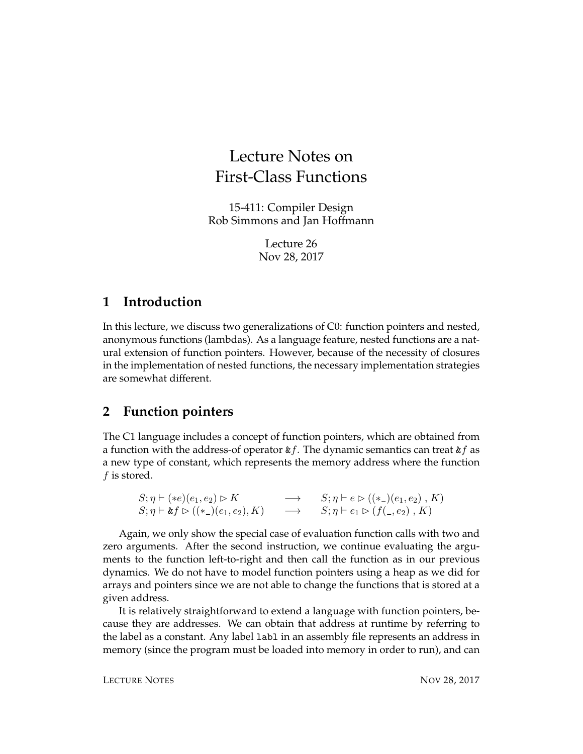# Lecture Notes on First-Class Functions

15-411: Compiler Design
Rob Simmons and Jan Hoffmann

Lecture 26
Nov 28, 2017

## 1 Introduction

In this lecture, we discuss two generalizations of C0: function pointers and nested, anonymous functions (lambdas). As a language feature, nested functions are a natural extension of function pointers. However, because of the necessity of closures in the implementation of nested functions, the necessary implementation strategies are somewhat different.

## 2 Function pointers

The C1 language includes a concept of function pointers, which are obtained from a function with the address-of operator $\&f$. The dynamic semantics can treat $\&f$ as a new type of constant, which represents the memory address where the function $f$ is stored.

$$
\begin{array}{lcl}
S; \eta \vdash (*e)(e_1, e_2) \rhd K & \longrightarrow & S; \eta \vdash e \rhd ((*\_)(e_1, e_2)\ ,\ K) \\
S; \eta \vdash \&f \rhd ((*\_)(e_1, e_2), K) & \longrightarrow & S; \eta \vdash e_1 \rhd (f(\_, e_2)\ ,\ K)
\end{array}
$$

Again, we only show the special case of evaluation function calls with two and zero arguments. After the second instruction, we continue evaluating the arguments to the function left-to-right and then call the function as in our previous dynamics. We do not have to model function pointers using a heap as we did for arrays and pointers since we are not able to change the functions that is stored at a given address.

It is relatively straightforward to extend a language with function pointers, because they are addresses. We can obtain that address at runtime by referring to the label as a constant. Any label `labl` in an assembly file represents an address in memory (since the program must be loaded into memory in order to run), and can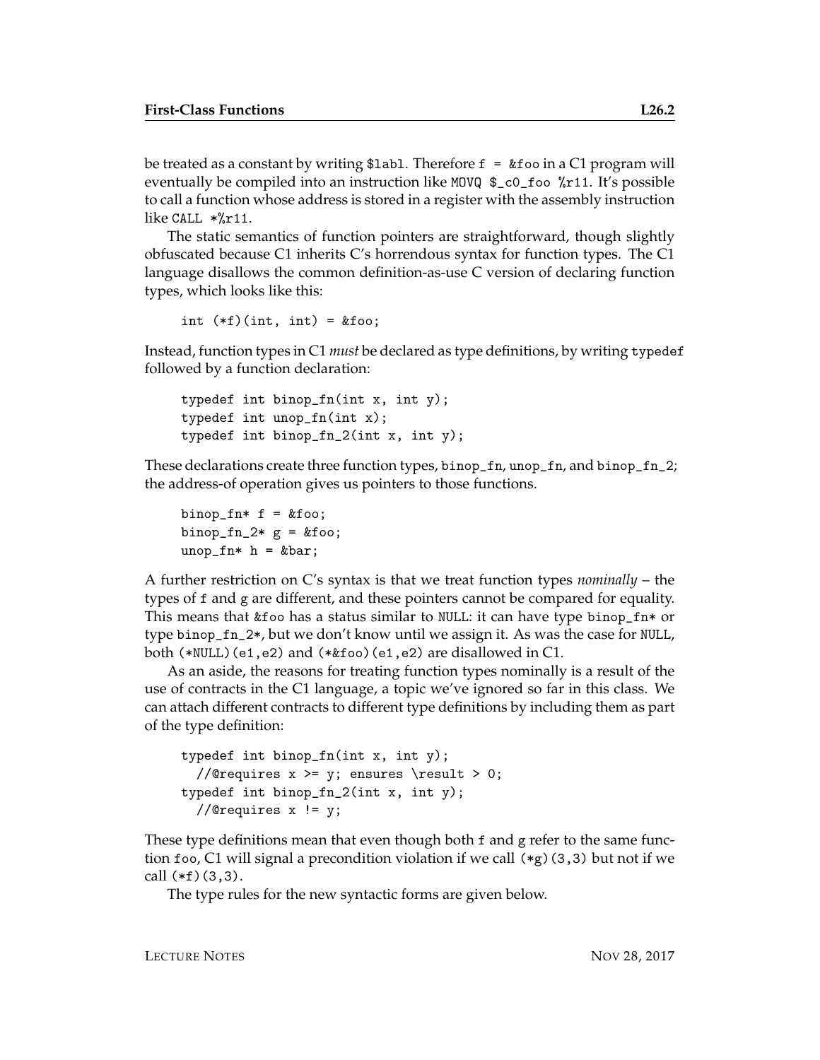be treated as a constant by writing `$labl`. Therefore `f = &foo` in a C1 program will eventually be compiled into an instruction like `MOVQ $_c0_foo %r11`. It's possible to call a function whose address is stored in a register with the assembly instruction like `CALL *%r11`.

The static semantics of function pointers are straightforward, though slightly obfuscated because C1 inherits C's horrendous syntax for function types. The C1 language disallows the common definition-as-use C version of declaring function types, which looks like this:

```
int (*f)(int, int) = &foo;
```

Instead, function types in C1 *must* be declared as type definitions, by writing `typedef` followed by a function declaration:

```
typedef int binop_fn(int x, int y);
typedef int unop_fn(int x);
typedef int binop_fn_2(int x, int y);
```

These declarations create three function types, `binop_fn`, `unop_fn`, and `binop_fn_2`; the address-of operation gives us pointers to those functions.

```
binop_fn* f = &foo;
binop_fn_2* g = &foo;
unop_fn* h = &bar;
```

A further restriction on C's syntax is that we treat function types *nominally* – the types of `f` and `g` are different, and these pointers cannot be compared for equality. This means that `&foo` has a status similar to `NULL`: it can have type `binop_fn*` or type `binop_fn_2*`, but we don't know until we assign it. As was the case for `NULL`, both `(*NULL)(e1,e2)` and `(*&foo)(e1,e2)` are disallowed in C1.

As an aside, the reasons for treating function types nominally is a result of the use of contracts in the C1 language, a topic we've ignored so far in this class. We can attach different contracts to different type definitions by including them as part of the type definition:

```
typedef int binop_fn(int x, int y);
  //@requires x >= y; ensures \result > 0;
typedef int binop_fn_2(int x, int y);
  //@requires x != y;
```

These type definitions mean that even though both `f` and `g` refer to the same function `foo`, C1 will signal a precondition violation if we call `(*g)(3,3)` but not if we call `(*f)(3,3)`.

The type rules for the new syntactic forms are given below.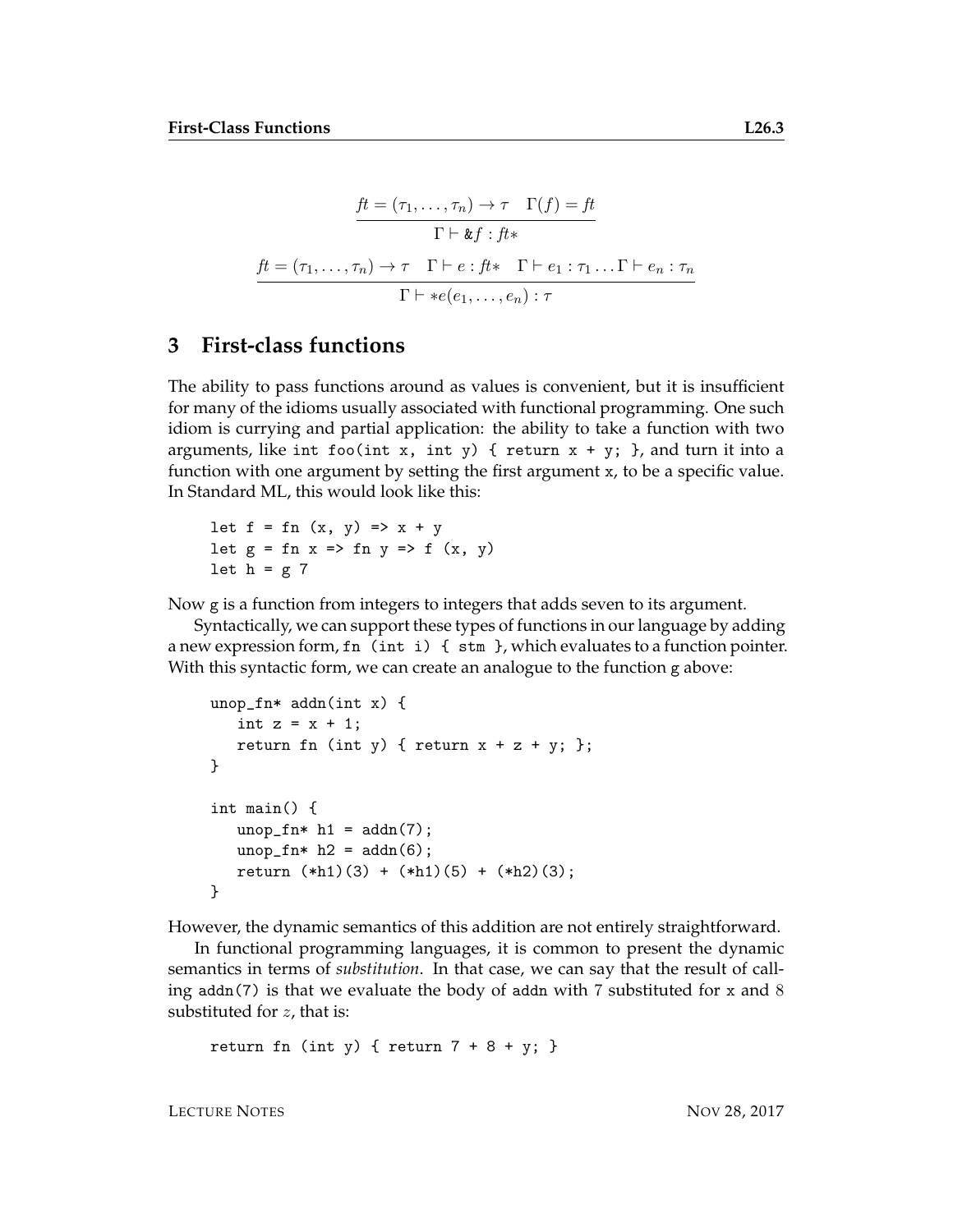$$\frac{ft = (\tau_1, \ldots, \tau_n) \to \tau \quad \Gamma(f) = ft}{\Gamma \vdash \&f : ft*}$$

$$\frac{ft = (\tau_1, \ldots, \tau_n) \to \tau \quad \Gamma \vdash e : ft* \quad \Gamma \vdash e_1 : \tau_1 \ldots \Gamma \vdash e_n : \tau_n}{\Gamma \vdash *e(e_1, \ldots, e_n) : \tau}$$

## 3 First-class functions

The ability to pass functions around as values is convenient, but it is insufficient for many of the idioms usually associated with functional programming. One such idiom is currying and partial application: the ability to take a function with two arguments, like `int foo(int x, int y) { return x + y; }`, and turn it into a function with one argument by setting the first argument `x`, to be a specific value. In Standard ML, this would look like this:

```
let f = fn (x, y) => x + y
let g = fn x => fn y => f (x, y)
let h = g 7
```

Now g is a function from integers to integers that adds seven to its argument.

Syntactically, we can support these types of functions in our language by adding a new expression form, `fn (int i) { stm }`, which evaluates to a function pointer. With this syntactic form, we can create an analogue to the function g above:

```
unop_fn* addn(int x) {
   int z = x + 1;
   return fn (int y) { return x + z + y; };
}

int main() {
   unop_fn* h1 = addn(7);
   unop_fn* h2 = addn(6);
   return (*h1)(3) + (*h1)(5) + (*h2)(3);
}
```

However, the dynamic semantics of this addition are not entirely straightforward.

In functional programming languages, it is common to present the dynamic semantics in terms of *substitution*. In that case, we can say that the result of calling `addn(7)` is that we evaluate the body of `addn` with 7 substituted for `x` and 8 substituted for $z$, that is:

```
return fn (int y) { return 7 + 8 + y; }
```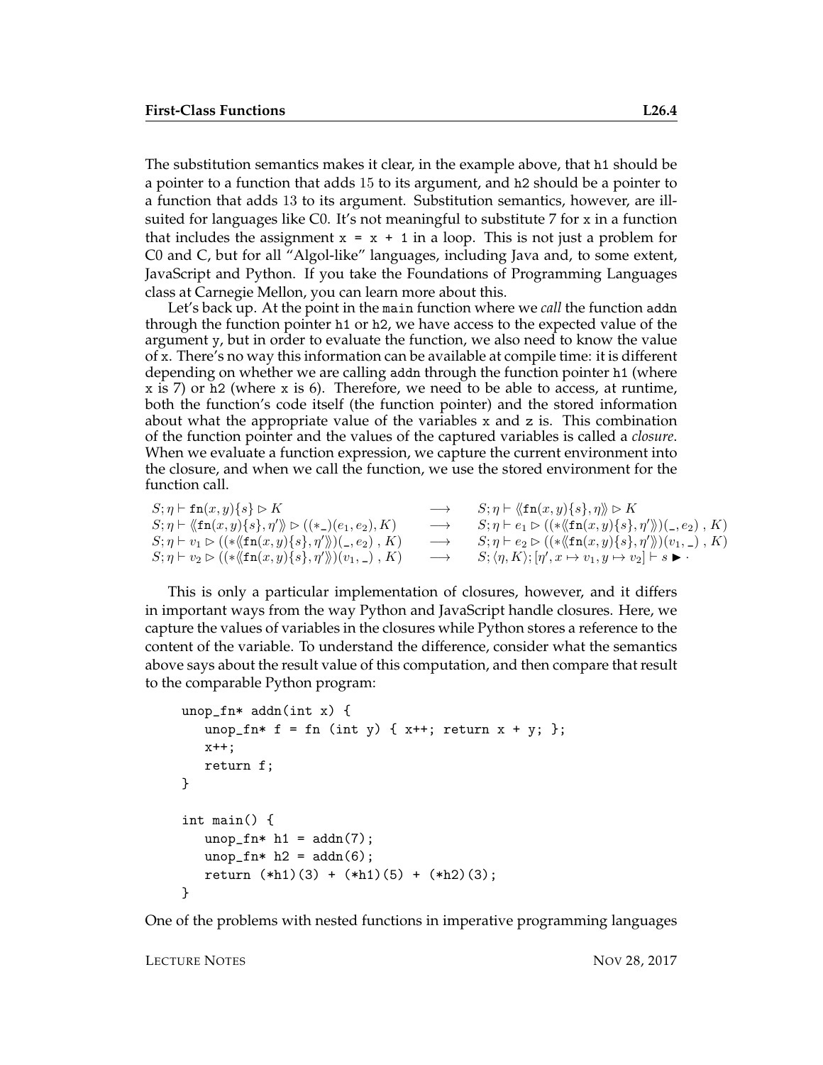The substitution semantics makes it clear, in the example above, that h1 should be a pointer to a function that adds $15$ to its argument, and h2 should be a pointer to a function that adds $13$ to its argument. Substitution semantics, however, are ill-suited for languages like C0. It's not meaningful to substitute 7 for x in a function that includes the assignment `x = x + 1` in a loop. This is not just a problem for C0 and C, but for all "Algol-like" languages, including Java and, to some extent, JavaScript and Python. If you take the Foundations of Programming Languages class at Carnegie Mellon, you can learn more about this.

Let's back up. At the point in the main function where we *call* the function addn through the function pointer h1 or h2, we have access to the expected value of the argument y, but in order to evaluate the function, we also need to know the value of x. There's no way this information can be available at compile time: it is different depending on whether we are calling addn through the function pointer h1 (where x is 7) or h2 (where x is 6). Therefore, we need to be able to access, at runtime, both the function's code itself (the function pointer) and the stored information about what the appropriate value of the variables x and z is. This combination of the function pointer and the values of the captured variables is called a *closure*. When we evaluate a function expression, we capture the current environment into the closure, and when we call the function, we use the stored environment for the function call.

$$
\begin{array}{lcl}
S;\eta \vdash \mathtt{fn}(x,y)\{s\} \rhd K & \longrightarrow & S;\eta \vdash \langle\!\langle \mathtt{fn}(x,y)\{s\}, \eta \rangle\!\rangle \rhd K \\
S;\eta \vdash \langle\!\langle \mathtt{fn}(x,y)\{s\}, \eta' \rangle\!\rangle \rhd ((*\_)(e_1,e_2), K) & \longrightarrow & S;\eta \vdash e_1 \rhd ((*\langle\!\langle \mathtt{fn}(x,y)\{s\}, \eta' \rangle\!\rangle)(\_,e_2)\ ,\ K) \\
S;\eta \vdash v_1 \rhd ((*\langle\!\langle \mathtt{fn}(x,y)\{s\}, \eta' \rangle\!\rangle)(\_,e_2)\ ,\ K) & \longrightarrow & S;\eta \vdash e_2 \rhd ((*\langle\!\langle \mathtt{fn}(x,y)\{s\}, \eta' \rangle\!\rangle)(v_1,\_)\ ,\ K) \\
S;\eta \vdash v_2 \rhd ((*\langle\!\langle \mathtt{fn}(x,y)\{s\}, \eta' \rangle\!\rangle)(v_1,\_)\ ,\ K) & \longrightarrow & S;\langle \eta, K\rangle;[\eta', x \mapsto v_1, y \mapsto v_2] \vdash s \blacktriangleright \cdot
\end{array}
$$

This is only a particular implementation of closures, however, and it differs in important ways from the way Python and JavaScript handle closures. Here, we capture the values of variables in the closures while Python stores a reference to the content of the variable. To understand the difference, consider what the semantics above says about the result value of this computation, and then compare that result to the comparable Python program:

```
unop_fn* addn(int x) {
   unop_fn* f = fn (int y) { x++; return x + y; };
   x++;
   return f;
}

int main() {
   unop_fn* h1 = addn(7);
   unop_fn* h2 = addn(6);
   return (*h1)(3) + (*h1)(5) + (*h2)(3);
}
```

One of the problems with nested functions in imperative programming languages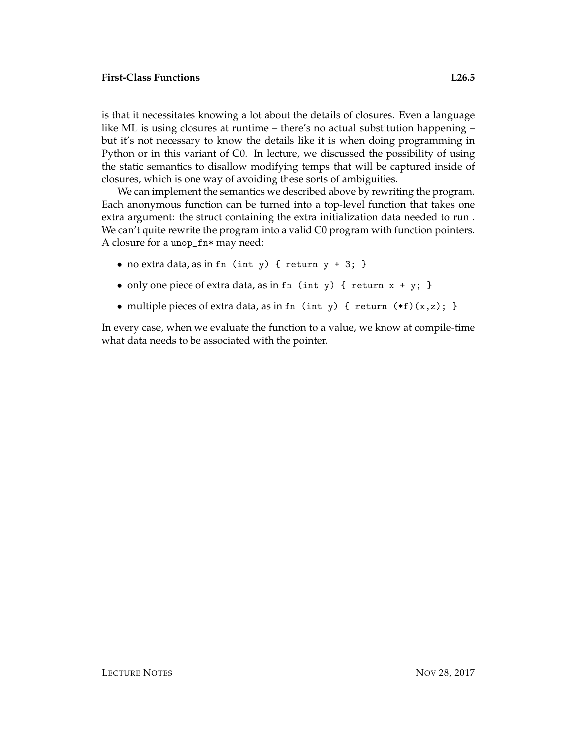is that it necessitates knowing a lot about the details of closures. Even a language like ML is using closures at runtime – there's no actual substitution happening – but it's not necessary to know the details like it is when doing programming in Python or in this variant of C0. In lecture, we discussed the possibility of using the static semantics to disallow modifying temps that will be captured inside of closures, which is one way of avoiding these sorts of ambiguities.

We can implement the semantics we described above by rewriting the program. Each anonymous function can be turned into a top-level function that takes one extra argument: the struct containing the extra initialization data needed to run . We can't quite rewrite the program into a valid C0 program with function pointers. A closure for a `unop_fn*` may need:

- no extra data, as in `fn (int y) { return y + 3; }`
- only one piece of extra data, as in `fn (int y) { return x + y; }`
- multiple pieces of extra data, as in `fn (int y) { return (*f)(x,z); }`

In every case, when we evaluate the function to a value, we know at compile-time what data needs to be associated with the pointer.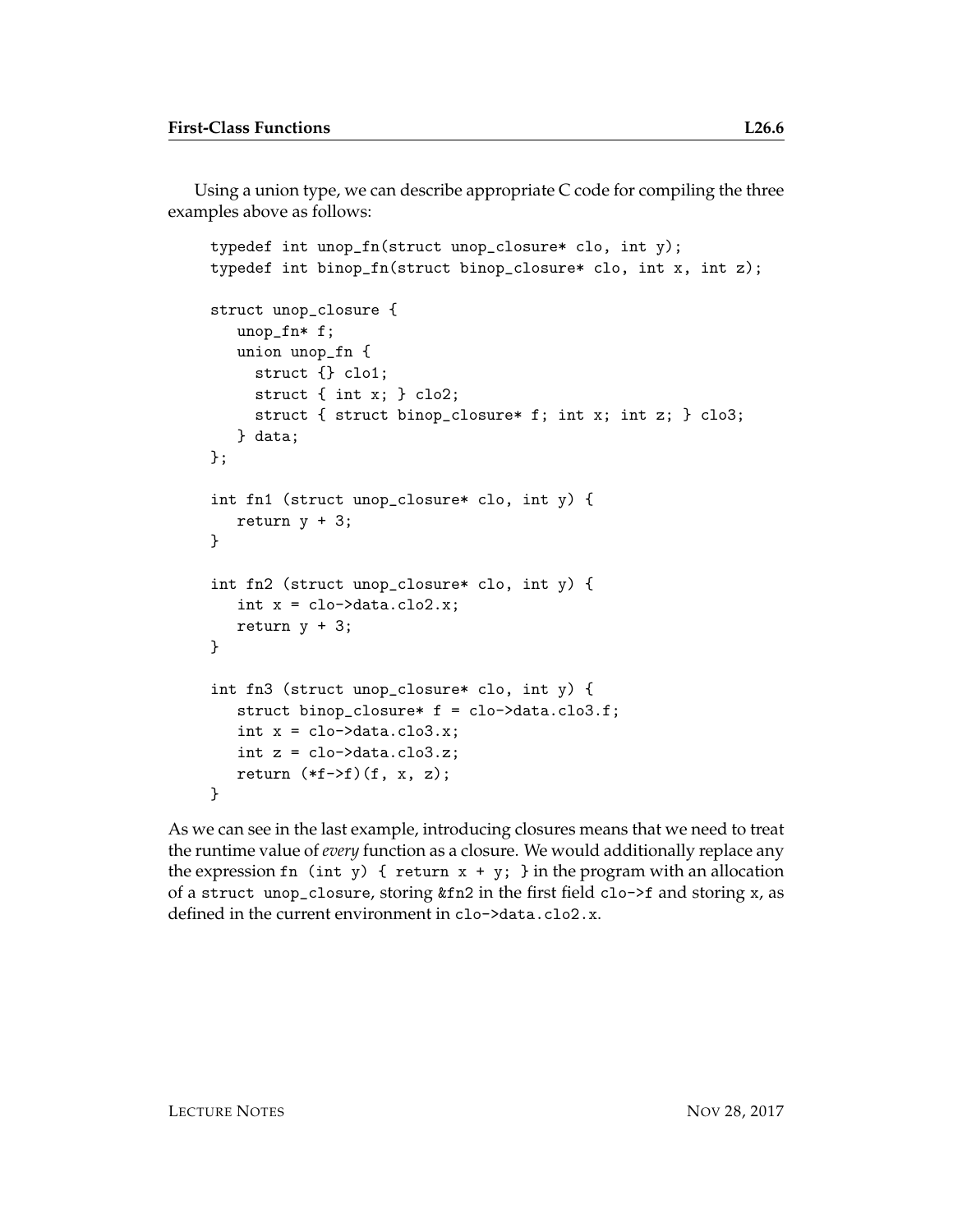Using a union type, we can describe appropriate C code for compiling the three examples above as follows:

```
typedef int unop_fn(struct unop_closure* clo, int y);
typedef int binop_fn(struct binop_closure* clo, int x, int z);

struct unop_closure {
   unop_fn* f;
   union unop_fn {
     struct {} clo1;
     struct { int x; } clo2;
     struct { struct binop_closure* f; int x; int z; } clo3;
   } data;
};

int fn1 (struct unop_closure* clo, int y) {
   return y + 3;
}

int fn2 (struct unop_closure* clo, int y) {
   int x = clo->data.clo2.x;
   return y + 3;
}

int fn3 (struct unop_closure* clo, int y) {
   struct binop_closure* f = clo->data.clo3.f;
   int x = clo->data.clo3.x;
   int z = clo->data.clo3.z;
   return (*f->f)(f, x, z);
}
```

As we can see in the last example, introducing closures means that we need to treat the runtime value of *every* function as a closure. We would additionally replace any the expression `fn (int y) { return x + y; }` in the program with an allocation of a `struct unop_closure`, storing `&fn2` in the first field `clo->f` and storing `x`, as defined in the current environment in `clo->data.clo2.x`.